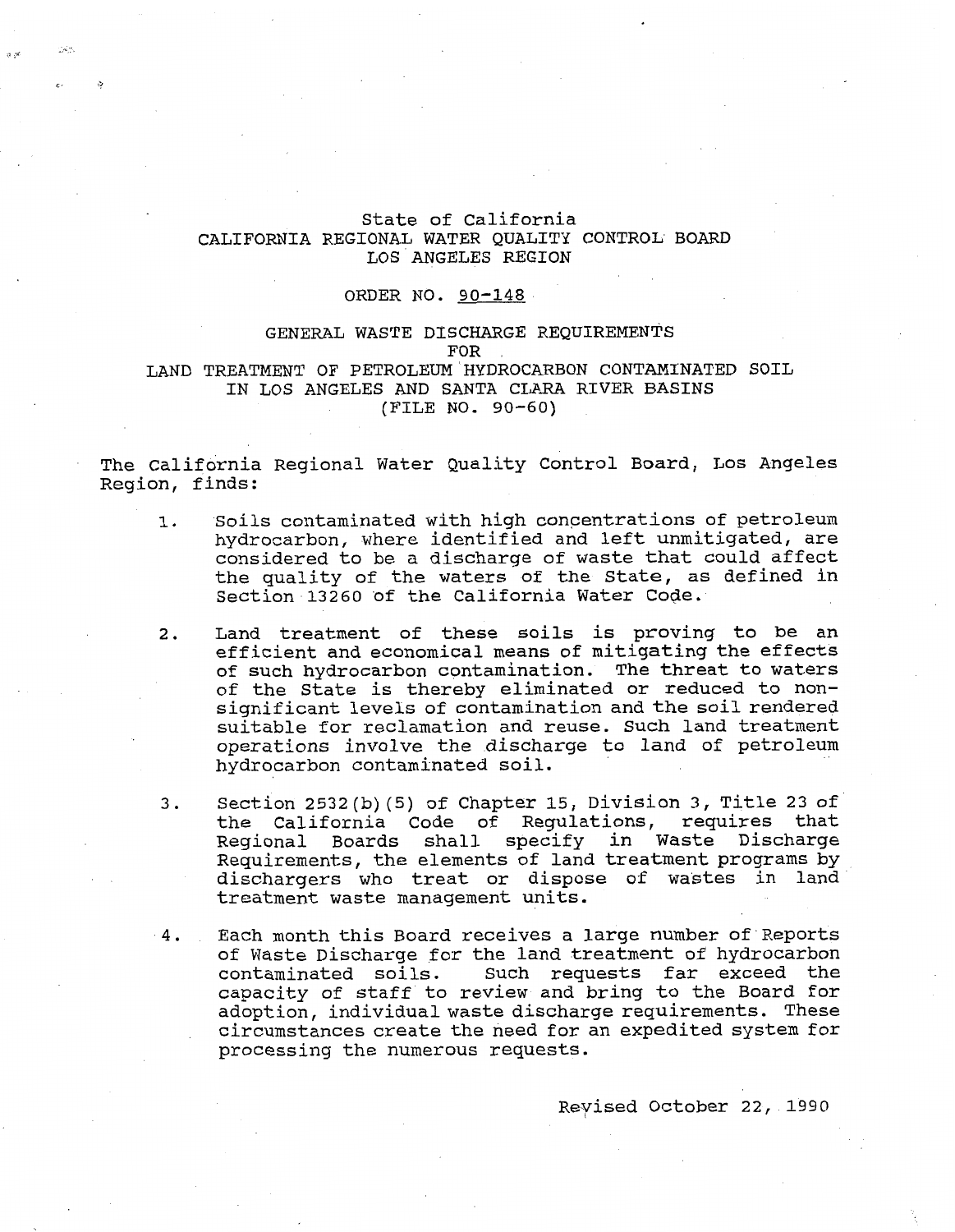State of California
CALIFORNIA REGIONAL WATER QUALITY CONTROL BOARD
LOS ANGELES REGION

ORDER NO. 90-148

GENERAL WASTE DISCHARGE REQUIREMENTS
FOR
LAND TREATMENT OF PETROLEUM HYDROCARBON CONTAMINATED SOIL
IN LOS ANGELES AND SANTA CLARA RIVER BASINS
(FILE NO. 90-60)

The California Regional Water Quality Control Board, Los Angeles Region, finds:

1. Soils contaminated with high concentrations of petroleum hydrocarbon, where identified and left unmitigated, are considered to be a discharge of waste that could affect the quality of the waters of the State, as defined in Section 13260 of the California Water Code.

2. Land treatment of these soils is proving to be an efficient and economical means of mitigating the effects of such hydrocarbon contamination. The threat to waters of the State is thereby eliminated or reduced to non-significant levels of contamination and the soil rendered suitable for reclamation and reuse. Such land treatment operations involve the discharge to land of petroleum hydrocarbon contaminated soil.

3. Section 2532(b)(5) of Chapter 15, Division 3, Title 23 of the California Code of Regulations, requires that Regional Boards shall specify in Waste Discharge Requirements, the elements of land treatment programs by dischargers who treat or dispose of wastes in land treatment waste management units.

4. Each month this Board receives a large number of Reports of Waste Discharge for the land treatment of hydrocarbon contaminated soils. Such requests far exceed the capacity of staff to review and bring to the Board for adoption, individual waste discharge requirements. These circumstances create the need for an expedited system for processing the numerous requests.

Revised October 22, 1990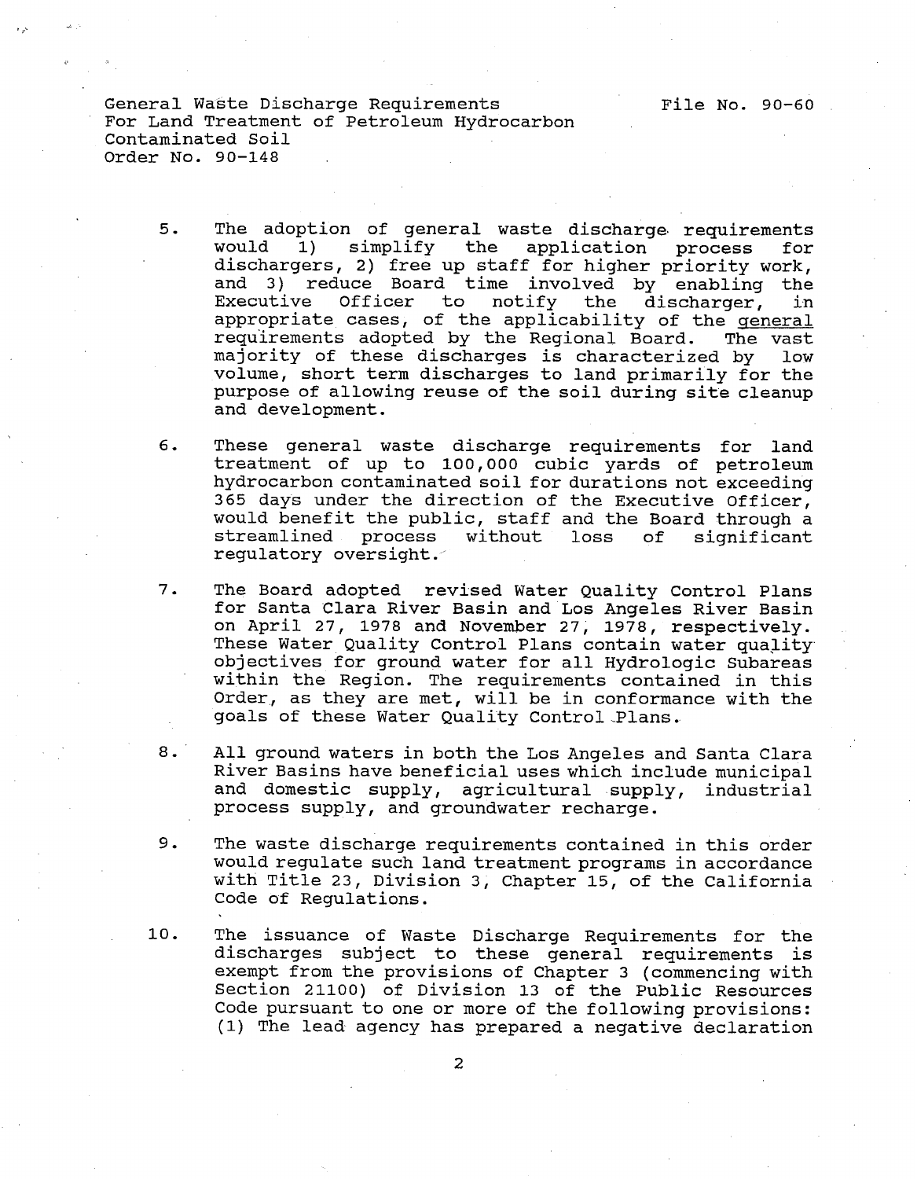5. The adoption of general waste discharge requirements would 1) simplify the application process for dischargers, 2) free up staff for higher priority work, and 3) reduce Board time involved by enabling the Executive Officer to notify the discharger, in appropriate cases, of the applicability of the <u>general</u> requirements adopted by the Regional Board. The vast majority of these discharges is characterized by low volume, short term discharges to land primarily for the purpose of allowing reuse of the soil during site cleanup and development.

6. These general waste discharge requirements for land treatment of up to 100,000 cubic yards of petroleum hydrocarbon contaminated soil for durations not exceeding 365 days under the direction of the Executive Officer, would benefit the public, staff and the Board through a streamlined process without loss of significant regulatory oversight.

7. The Board adopted revised Water Quality Control Plans for Santa Clara River Basin and Los Angeles River Basin on April 27, 1978 and November 27, 1978, respectively. These Water Quality Control Plans contain water quality objectives for ground water for all Hydrologic Subareas within the Region. The requirements contained in this Order, as they are met, will be in conformance with the goals of these Water Quality Control Plans.

8. All ground waters in both the Los Angeles and Santa Clara River Basins have beneficial uses which include municipal and domestic supply, agricultural supply, industrial process supply, and groundwater recharge.

9. The waste discharge requirements contained in this order would regulate such land treatment programs in accordance with Title 23, Division 3, Chapter 15, of the California Code of Regulations.

10. The issuance of Waste Discharge Requirements for the discharges subject to these general requirements is exempt from the provisions of Chapter 3 (commencing with Section 21100) of Division 13 of the Public Resources Code pursuant to one or more of the following provisions: (1) The lead agency has prepared a negative declaration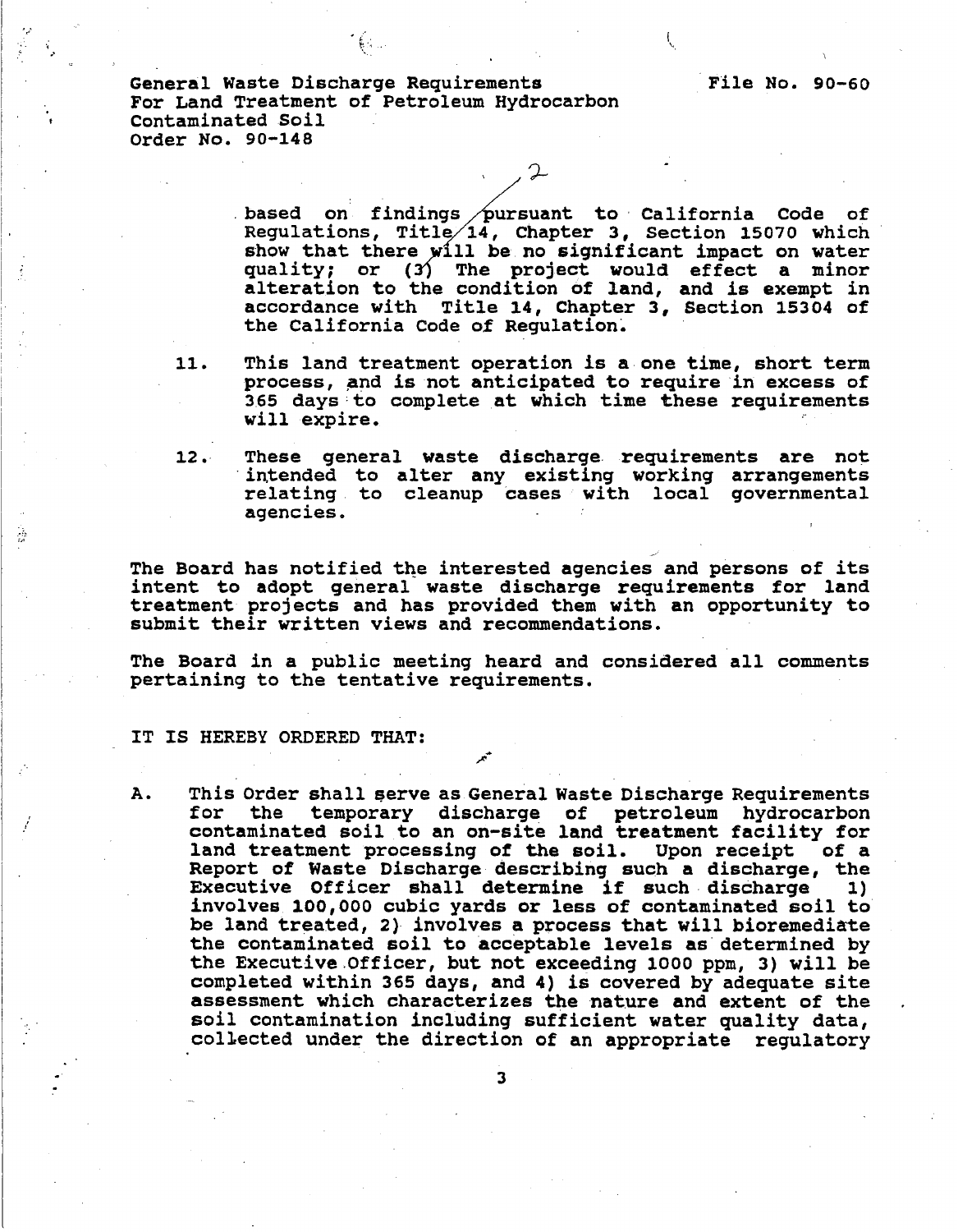based on findings pursuant to California Code of Regulations, Title 14, Chapter 3, Section 15070 which show that there will be no significant impact on water quality; or (3) The project would effect a minor alteration to the condition of land, and is exempt in accordance with Title 14, Chapter 3, Section 15304 of the California Code of Regulation.

11. This land treatment operation is a one time, short term process, and is not anticipated to require in excess of 365 days to complete at which time these requirements will expire.

12. These general waste discharge requirements are not intended to alter any existing working arrangements relating to cleanup cases with local governmental agencies.

The Board has notified the interested agencies and persons of its intent to adopt general waste discharge requirements for land treatment projects and has provided them with an opportunity to submit their written views and recommendations.

The Board in a public meeting heard and considered all comments pertaining to the tentative requirements.

IT IS HEREBY ORDERED THAT:

A. This Order shall serve as General Waste Discharge Requirements for the temporary discharge of petroleum hydrocarbon contaminated soil to an on-site land treatment facility for land treatment processing of the soil. Upon receipt of a Report of Waste Discharge describing such a discharge, the Executive Officer shall determine if such discharge 1) involves 100,000 cubic yards or less of contaminated soil to be land treated, 2) involves a process that will bioremediate the contaminated soil to acceptable levels as determined by the Executive Officer, but not exceeding 1000 ppm, 3) will be completed within 365 days, and 4) is covered by adequate site assessment which characterizes the nature and extent of the soil contamination including sufficient water quality data, collected under the direction of an appropriate regulatory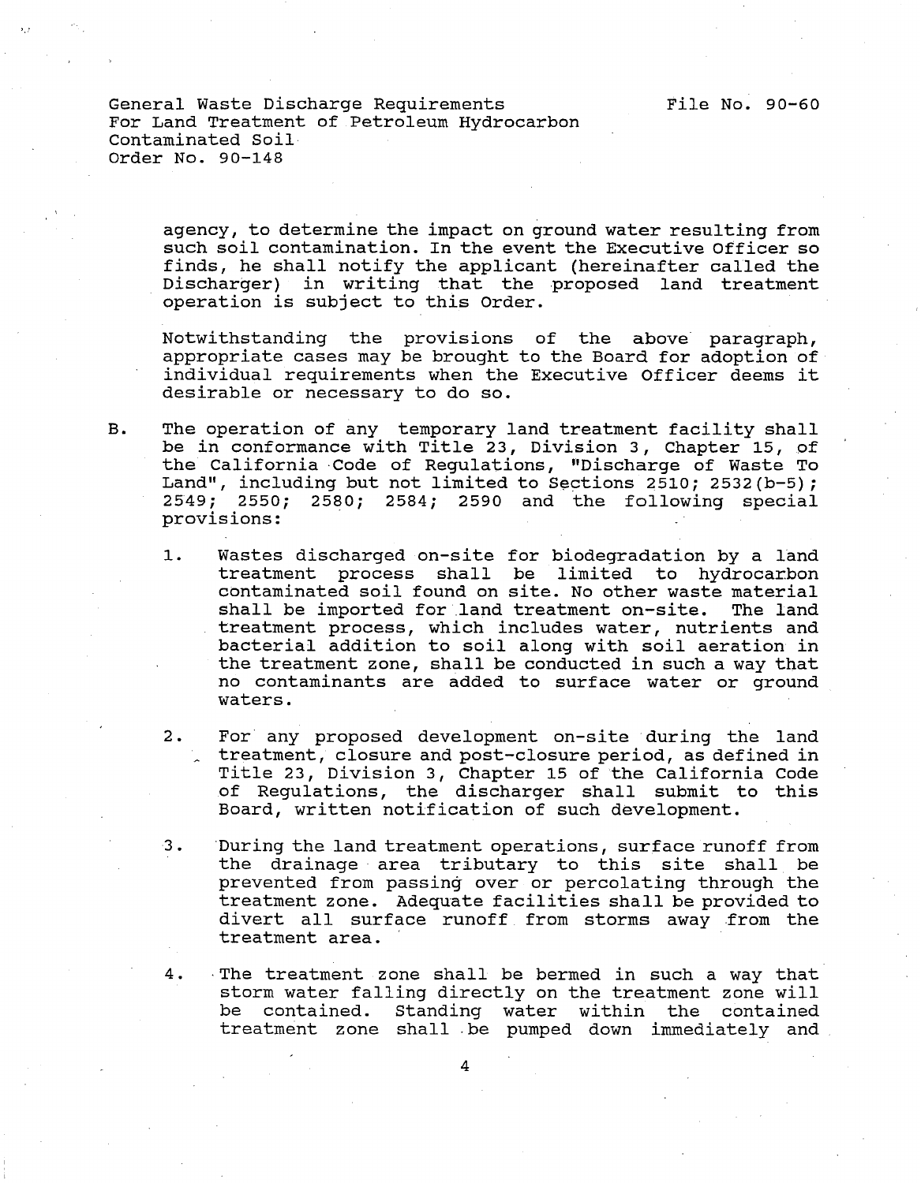agency, to determine the impact on ground water resulting from such soil contamination. In the event the Executive Officer so finds, he shall notify the applicant (hereinafter called the Discharger) in writing that the proposed land treatment operation is subject to this Order.

Notwithstanding the provisions of the above paragraph, appropriate cases may be brought to the Board for adoption of individual requirements when the Executive Officer deems it desirable or necessary to do so.

B. The operation of any temporary land treatment facility shall be in conformance with Title 23, Division 3, Chapter 15, of the California Code of Regulations, "Discharge of Waste To Land", including but not limited to Sections 2510; 2532(b-5); 2549; 2550; 2580; 2584; 2590 and the following special provisions:

   1. Wastes discharged on-site for biodegradation by a land treatment process shall be limited to hydrocarbon contaminated soil found on site. No other waste material shall be imported for land treatment on-site. The land treatment process, which includes water, nutrients and bacterial addition to soil along with soil aeration in the treatment zone, shall be conducted in such a way that no contaminants are added to surface water or ground waters.

   2. For any proposed development on-site during the land treatment, closure and post-closure period, as defined in Title 23, Division 3, Chapter 15 of the California Code of Regulations, the discharger shall submit to this Board, written notification of such development.

   3. During the land treatment operations, surface runoff from the drainage area tributary to this site shall be prevented from passing over or percolating through the treatment zone. Adequate facilities shall be provided to divert all surface runoff from storms away from the treatment area.

   4. The treatment zone shall be bermed in such a way that storm water falling directly on the treatment zone will be contained. Standing water within the contained treatment zone shall be pumped down immediately and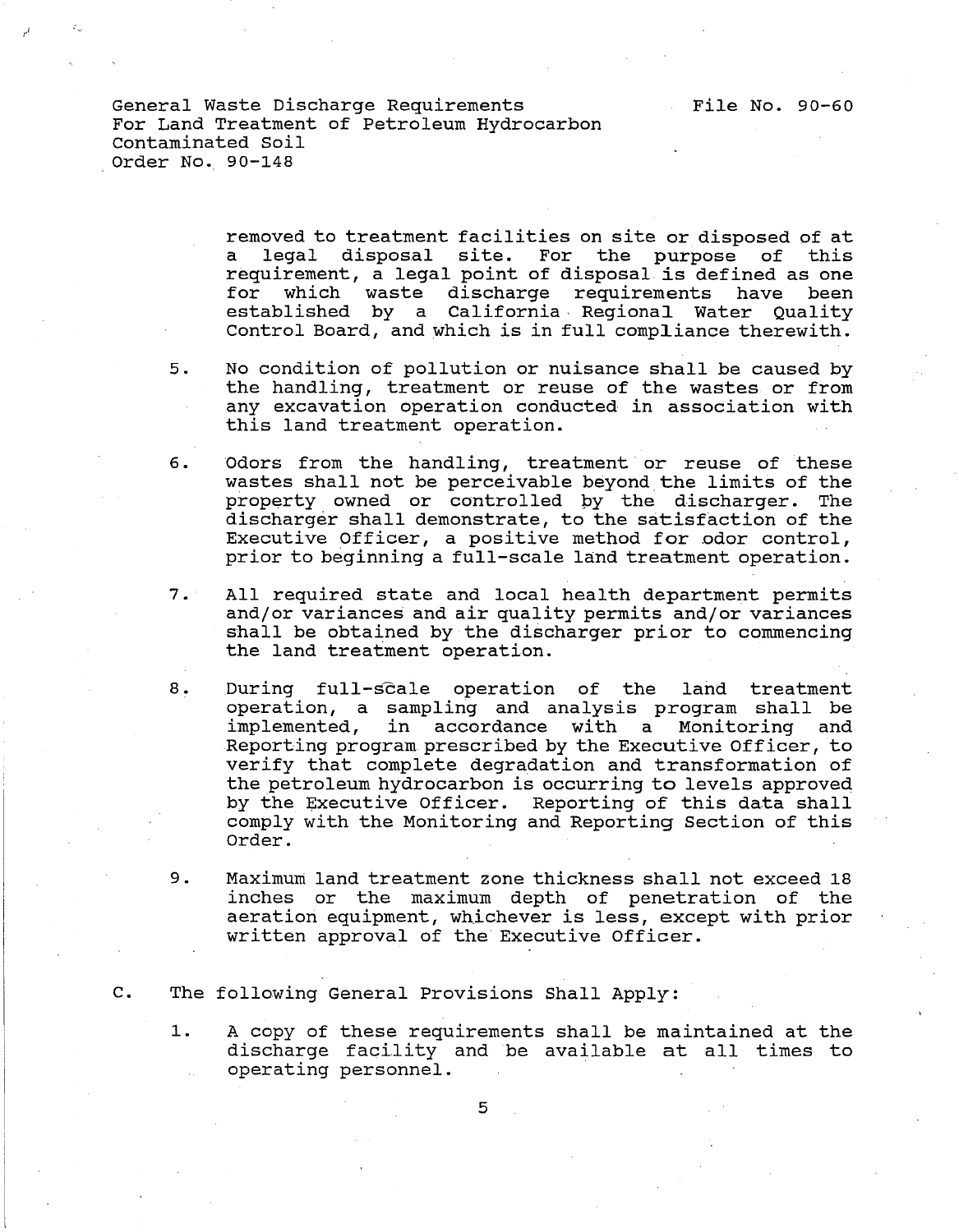removed to treatment facilities on site or disposed of at a legal disposal site. For the purpose of this requirement, a legal point of disposal is defined as one for which waste discharge requirements have been established by a California Regional Water Quality Control Board, and which is in full compliance therewith.

5. No condition of pollution or nuisance shall be caused by the handling, treatment or reuse of the wastes or from any excavation operation conducted in association with this land treatment operation.

6. Odors from the handling, treatment or reuse of these wastes shall not be perceivable beyond the limits of the property owned or controlled by the discharger. The discharger shall demonstrate, to the satisfaction of the Executive Officer, a positive method for odor control, prior to beginning a full-scale land treatment operation.

7. All required state and local health department permits and/or variances and air quality permits and/or variances shall be obtained by the discharger prior to commencing the land treatment operation.

8. During full-scale operation of the land treatment operation, a sampling and analysis program shall be implemented, in accordance with a Monitoring and Reporting program prescribed by the Executive Officer, to verify that complete degradation and transformation of the petroleum hydrocarbon is occurring to levels approved by the Executive Officer. Reporting of this data shall comply with the Monitoring and Reporting Section of this Order.

9. Maximum land treatment zone thickness shall not exceed 18 inches or the maximum depth of penetration of the aeration equipment, whichever is less, except with prior written approval of the Executive Officer.

C. The following General Provisions Shall Apply:

1. A copy of these requirements shall be maintained at the discharge facility and be available at all times to operating personnel.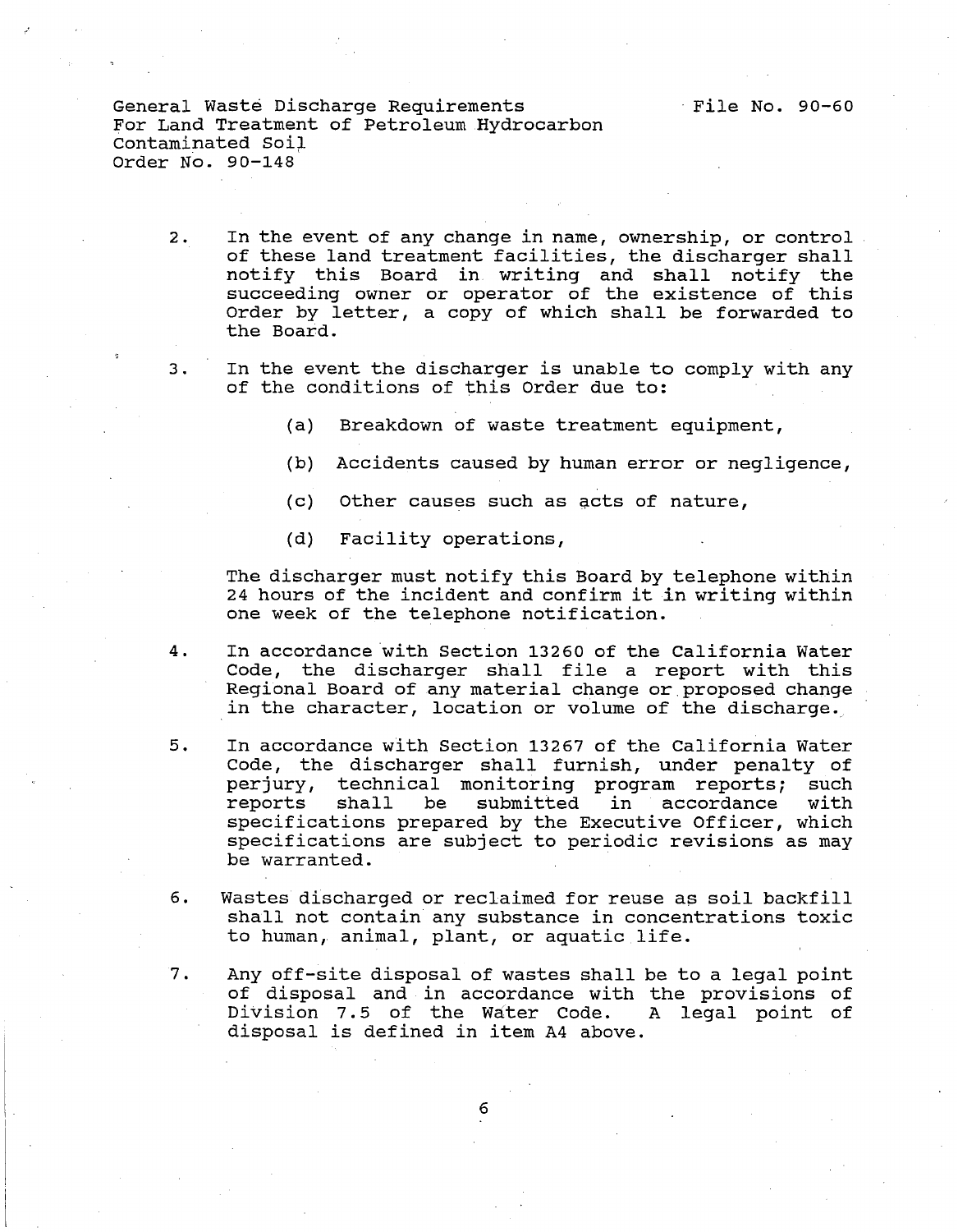2. In the event of any change in name, ownership, or control of these land treatment facilities, the discharger shall notify this Board in writing and shall notify the succeeding owner or operator of the existence of this Order by letter, a copy of which shall be forwarded to the Board.

3. In the event the discharger is unable to comply with any of the conditions of this Order due to:

   (a) Breakdown of waste treatment equipment,

   (b) Accidents caused by human error or negligence,

   (c) Other causes such as acts of nature,

   (d) Facility operations,

   The discharger must notify this Board by telephone within 24 hours of the incident and confirm it in writing within one week of the telephone notification.

4. In accordance with Section 13260 of the California Water Code, the discharger shall file a report with this Regional Board of any material change or proposed change in the character, location or volume of the discharge.

5. In accordance with Section 13267 of the California Water Code, the discharger shall furnish, under penalty of perjury, technical monitoring program reports; such reports shall be submitted in accordance with specifications prepared by the Executive Officer, which specifications are subject to periodic revisions as may be warranted.

6. Wastes discharged or reclaimed for reuse as soil backfill shall not contain any substance in concentrations toxic to human, animal, plant, or aquatic life.

7. Any off-site disposal of wastes shall be to a legal point of disposal and in accordance with the provisions of Division 7.5 of the Water Code. A legal point of disposal is defined in item A4 above.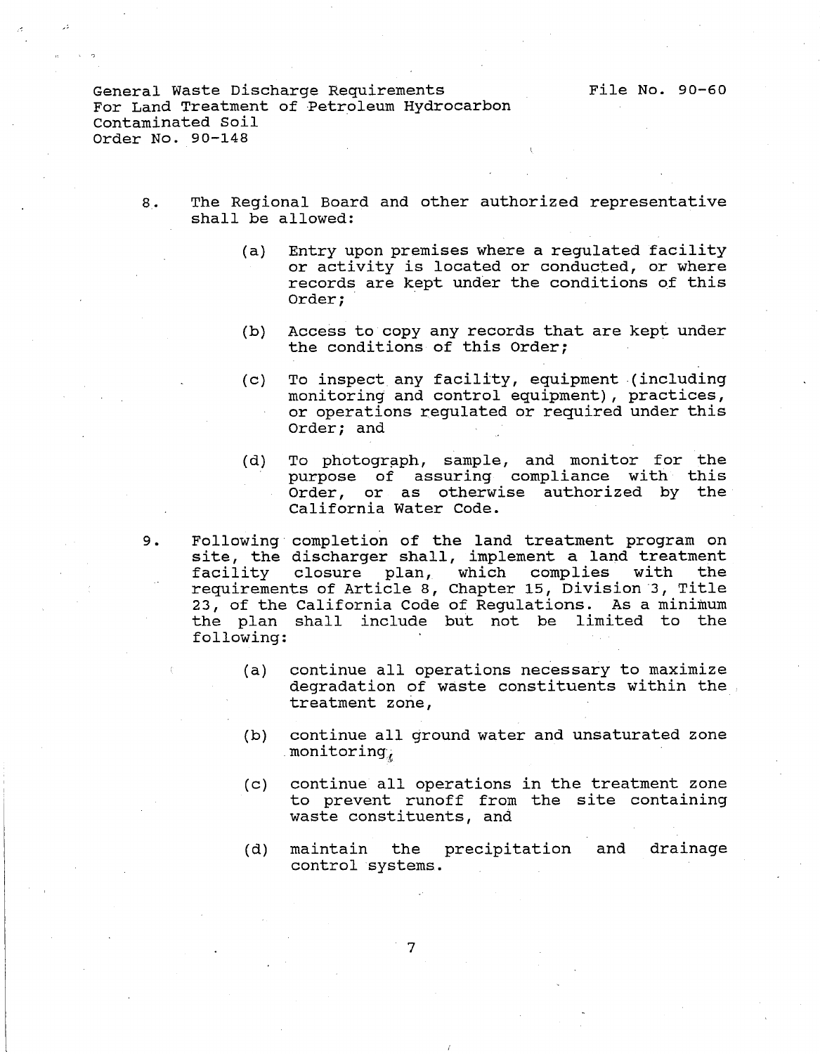8. The Regional Board and other authorized representative shall be allowed:

   (a) Entry upon premises where a regulated facility or activity is located or conducted, or where records are kept under the conditions of this Order;

   (b) Access to copy any records that are kept under the conditions of this Order;

   (c) To inspect any facility, equipment (including monitoring and control equipment), practices, or operations regulated or required under this Order; and

   (d) To photograph, sample, and monitor for the purpose of assuring compliance with this Order, or as otherwise authorized by the California Water Code.

9. Following completion of the land treatment program on site, the discharger shall, implement a land treatment facility closure plan, which complies with the requirements of Article 8, Chapter 15, Division 3, Title 23, of the California Code of Regulations. As a minimum the plan shall include but not be limited to the following:

   (a) continue all operations necessary to maximize degradation of waste constituents within the treatment zone,

   (b) continue all ground water and unsaturated zone monitoring,

   (c) continue all operations in the treatment zone to prevent runoff from the site containing waste constituents, and

   (d) maintain the precipitation and drainage control systems.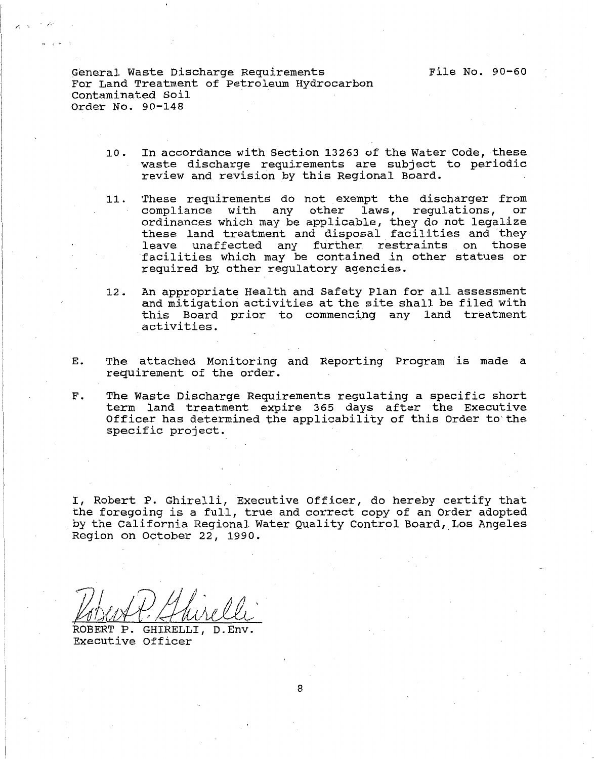10. In accordance with Section 13263 of the Water Code, these waste discharge requirements are subject to periodic review and revision by this Regional Board.

11. These requirements do not exempt the discharger from compliance with any other laws, regulations, or ordinances which may be applicable, they do not legalize these land treatment and disposal facilities and they leave unaffected any further restraints on those facilities which may be contained in other statues or required by other regulatory agencies.

12. An appropriate Health and Safety Plan for all assessment and mitigation activities at the site shall be filed with this Board prior to commencing any land treatment activities.

E. The attached Monitoring and Reporting Program is made a requirement of the order.

F. The Waste Discharge Requirements regulating a specific short term land treatment expire 365 days after the Executive Officer has determined the applicability of this Order to the specific project.

I, Robert P. Ghirelli, Executive Officer, do hereby certify that the foregoing is a full, true and correct copy of an Order adopted by the California Regional Water Quality Control Board, Los Angeles Region on October 22, 1990.

ROBERT P. GHIRELLI, D.Env.
Executive Officer